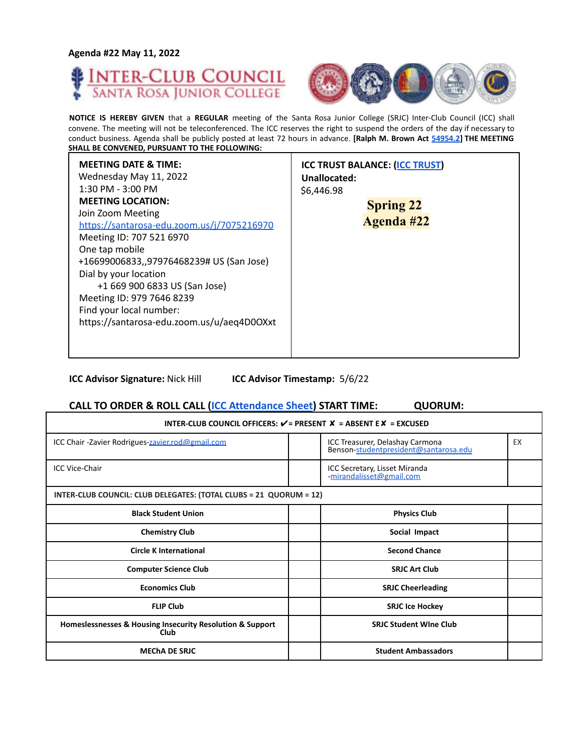Agenda #22 May 11, 2022

# INTER-CLUB COUNCIL
## SANTA ROSA JUNIOR COLLEGE

**NOTICE IS HEREBY GIVEN** that a **REGULAR** meeting of the Santa Rosa Junior College (SRJC) Inter-Club Council (ICC) shall convene. The meeting will not be teleconferenced. The ICC reserves the right to suspend the orders of the day if necessary to conduct business. Agenda shall be publicly posted at least 72 hours in advance. **[Ralph M. Brown Act 54954.2] THE MEETING SHALL BE CONVENED, PURSUANT TO THE FOLLOWING:**

| | |
|---|---|
| **MEETING DATE & TIME:**<br>Wednesday May 11, 2022<br>1:30 PM - 3:00 PM<br>**MEETING LOCATION:**<br>Join Zoom Meeting<br>https://santarosa-edu.zoom.us/j/7075216970<br>Meeting ID: 707 521 6970<br>One tap mobile<br>+16699006833,,97976468239# US (San Jose)<br>Dial by your location<br>+1 669 900 6833 US (San Jose)<br>Meeting ID: 979 7646 8239<br>Find your local number:<br>https://santarosa-edu.zoom.us/u/aeq4D0OXxt | **ICC TRUST BALANCE: (ICC TRUST)**<br>**Unallocated:**<br>$6,446.98<br>**Spring 22**<br>**Agenda #22** |

**ICC Advisor Signature:** Nick Hill **ICC Advisor Timestamp:** 5/6/22

**CALL TO ORDER & ROLL CALL (ICC Attendance Sheet) START TIME: QUORUM:**

| INTER-CLUB COUNCIL OFFICERS: ✔= PRESENT ✘ = ABSENT E✘ = EXCUSED | | | |
|---|---|---|---|
| ICC Chair -Zavier Rodrigues-zavier.rod@gmail.com | | ICC Treasurer, Delashay Carmona Benson-studentpresident@santarosa.edu | EX |
| ICC Vice-Chair | | ICC Secretary, Lisset Miranda -mirandalisset@gmail.com | |
| **INTER-CLUB COUNCIL: CLUB DELEGATES: (TOTAL CLUBS = 21 QUORUM = 12)** | | | |
| **Black Student Union** | | **Physics Club** | |
| **Chemistry Club** | | **Social Impact** | |
| **Circle K International** | | **Second Chance** | |
| **Computer Science Club** | | **SRJC Art Club** | |
| **Economics Club** | | **SRJC Cheerleading** | |
| **FLIP Club** | | **SRJC Ice Hockey** | |
| **Homeslessnesses & Housing Insecurity Resolution & Support Club** | | **SRJC Student WIne Club** | |
| **MEChA DE SRJC** | | **Student Ambassadors** | |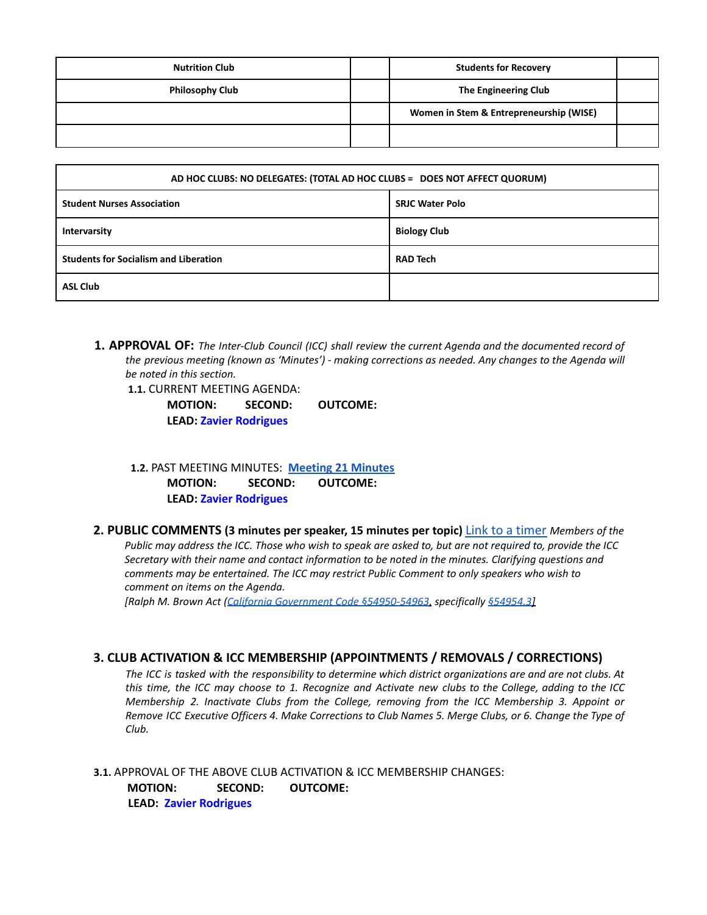| Nutrition Club | | Students for Recovery | |
|---|---|---|---|
| Philosophy Club | | The Engineering Club | |
| | | Women in Stem & Entrepreneurship (WISE) | |
| | | | |

| AD HOC CLUBS: NO DELEGATES: (TOTAL AD HOC CLUBS = DOES NOT AFFECT QUORUM) | |
|---|---|
| Student Nurses Association | SRJC Water Polo |
| Intervarsity | Biology Club |
| Students for Socialism and Liberation | RAD Tech |
| ASL Club | |

## 1. APPROVAL OF:

*The Inter-Club Council (ICC) shall review the current Agenda and the documented record of the previous meeting (known as 'Minutes') - making corrections as needed. Any changes to the Agenda will be noted in this section.*

**1.1.** CURRENT MEETING AGENDA:

**MOTION:** **SECOND:** **OUTCOME:**
**LEAD:** **Zavier Rodrigues**

**1.2.** PAST MEETING MINUTES: **Meeting 21 Minutes**

**MOTION:** **SECOND:** **OUTCOME:**
**LEAD:** **Zavier Rodrigues**

## 2. PUBLIC COMMENTS (3 minutes per speaker, 15 minutes per topic)

Link to a timer *Members of the Public may address the ICC. Those who wish to speak are asked to, but are not required to, provide the ICC Secretary with their name and contact information to be noted in the minutes. Clarifying questions and comments may be entertained. The ICC may restrict Public Comment to only speakers who wish to comment on items on the Agenda.*
*[Ralph M. Brown Act (California Government Code §54950-54963, specifically §54954.3]*

## 3. CLUB ACTIVATION & ICC MEMBERSHIP (APPOINTMENTS / REMOVALS / CORRECTIONS)

*The ICC is tasked with the responsibility to determine which district organizations are and are not clubs. At this time, the ICC may choose to 1. Recognize and Activate new clubs to the College, adding to the ICC Membership 2. Inactivate Clubs from the College, removing from the ICC Membership 3. Appoint or Remove ICC Executive Officers 4. Make Corrections to Club Names 5. Merge Clubs, or 6. Change the Type of Club.*

**3.1.** APPROVAL OF THE ABOVE CLUB ACTIVATION & ICC MEMBERSHIP CHANGES:

**MOTION:** **SECOND:** **OUTCOME:**
**LEAD:** **Zavier Rodrigues**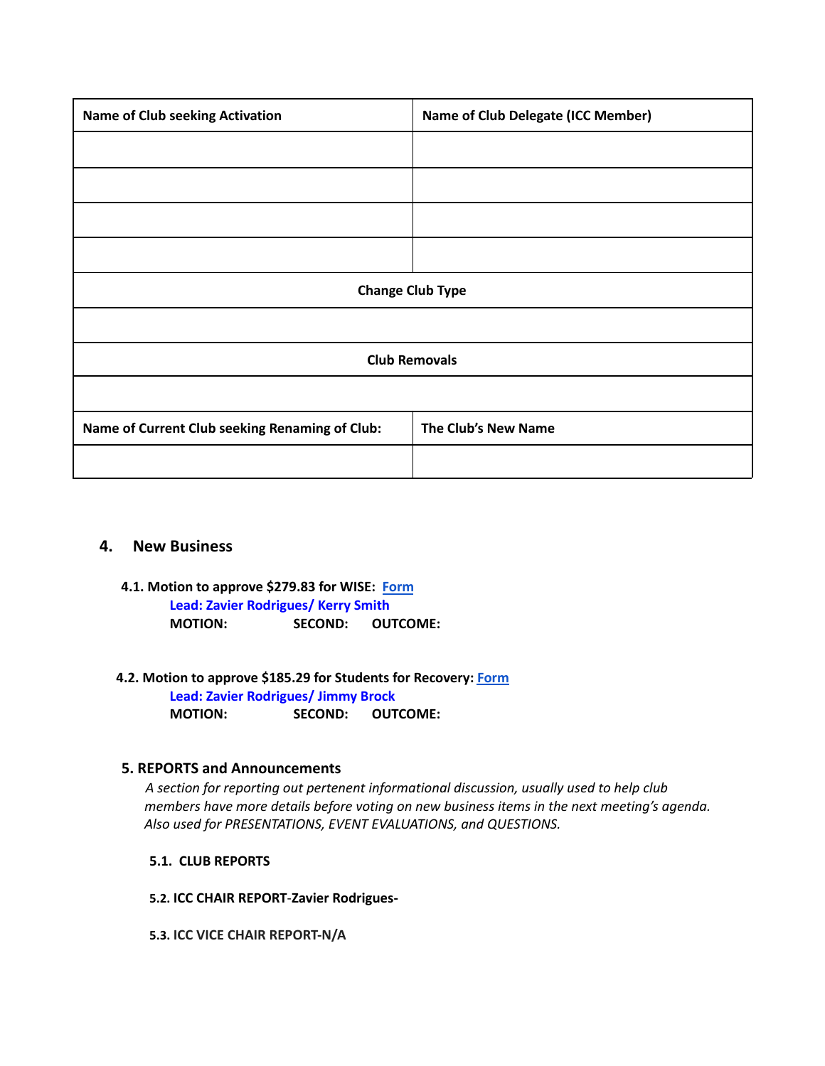| Name of Club seeking Activation | Name of Club Delegate (ICC Member) |
|---|---|
| | |
| | |
| | |
| | |
| **Change Club Type** | |
| | |
| **Club Removals** | |
| | |
| **Name of Current Club seeking Renaming of Club:** | **The Club's New Name** |
| | |

## 4. New Business

**4.1. Motion to approve $279.83 for WISE:** Form

**Lead: Zavier Rodrigues/ Kerry Smith**

**MOTION: SECOND: OUTCOME:**

**4.2. Motion to approve $185.29 for Students for Recovery:** Form

**Lead: Zavier Rodrigues/ Jimmy Brock**

**MOTION: SECOND: OUTCOME:**

## 5. REPORTS and Announcements

*A section for reporting out pertenent informational discussion, usually used to help club members have more details before voting on new business items in the next meeting's agenda. Also used for PRESENTATIONS, EVENT EVALUATIONS, and QUESTIONS.*

**5.1. CLUB REPORTS**

**5.2. ICC CHAIR REPORT-Zavier Rodrigues-**

**5.3. ICC VICE CHAIR REPORT-N/A**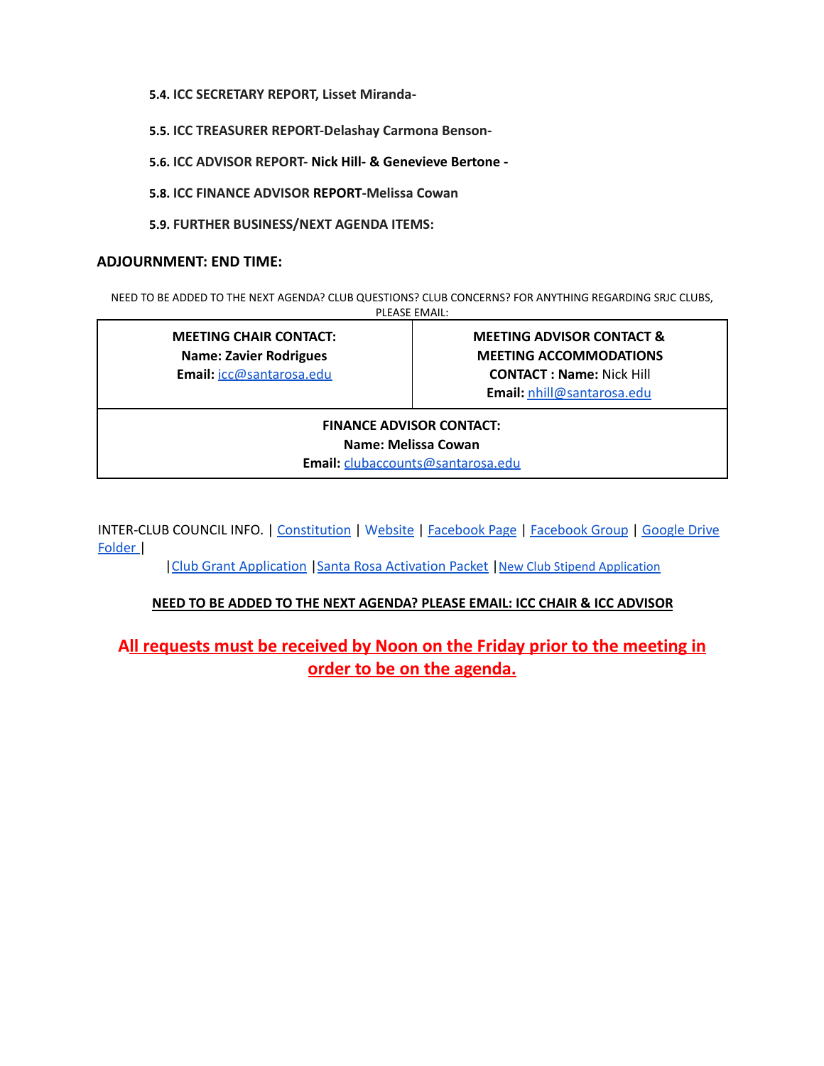**5.4. ICC SECRETARY REPORT, Lisset Miranda-**

**5.5. ICC TREASURER REPORT-Delashay Carmona Benson-**

**5.6. ICC ADVISOR REPORT- Nick Hill- & Genevieve Bertone -**

**5.8. ICC FINANCE ADVISOR REPORT-Melissa Cowan**

**5.9. FURTHER BUSINESS/NEXT AGENDA ITEMS:**

### ADJOURNMENT: END TIME:

NEED TO BE ADDED TO THE NEXT AGENDA? CLUB QUESTIONS? CLUB CONCERNS? FOR ANYTHING REGARDING SRJC CLUBS, PLEASE EMAIL:

| | |
|---|---|
| **MEETING CHAIR CONTACT:**<br>**Name: Zavier Rodrigues**<br>**Email:** icc@santarosa.edu | **MEETING ADVISOR CONTACT & MEETING ACCOMMODATIONS CONTACT : Name:** Nick Hill<br>**Email:** nhill@santarosa.edu |
| **FINANCE ADVISOR CONTACT:**<br>**Name: Melissa Cowan**<br>**Email:** clubaccounts@santarosa.edu | |

INTER-CLUB COUNCIL INFO. | Constitution | Website | Facebook Page | Facebook Group | Google Drive Folder |

|Club Grant Application |Santa Rosa Activation Packet |New Club Stipend Application

**NEED TO BE ADDED TO THE NEXT AGENDA? PLEASE EMAIL: ICC CHAIR & ICC ADVISOR**

**All requests must be received by Noon on the Friday prior to the meeting in order to be on the agenda.**